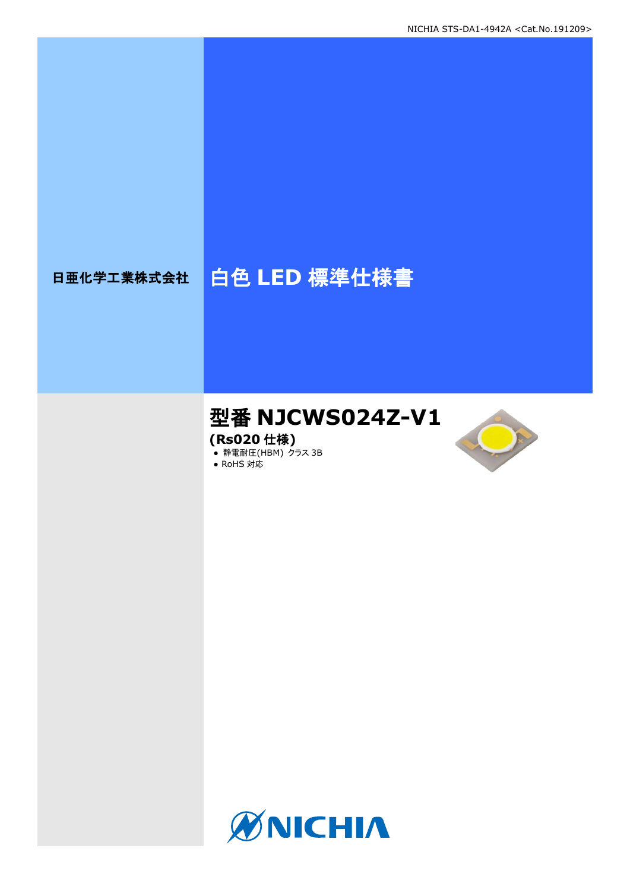日亜化学工業株式会社

# 白色 LED 標準仕様書

## 型番 NJCWS024Z-V1

**(Rs020 仕様)**

- 静電耐圧(HBM) クラス 3B
- RoHS 対応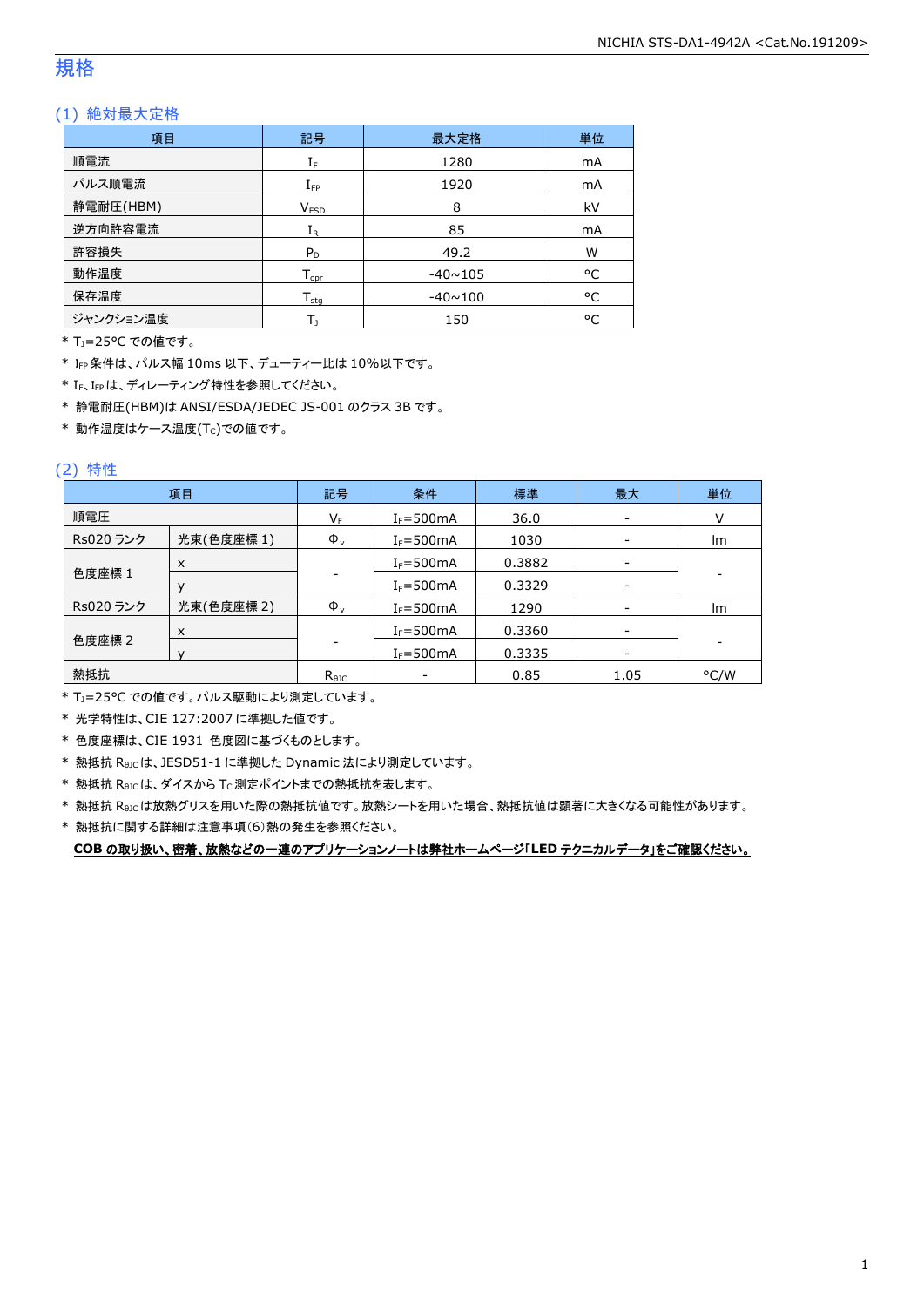# 規格

## (1) 絶対最大定格

| 項目 | 記号 | 最大定格 | 単位 |
|---|---|---|---|
| 順電流 | $I_F$ | 1280 | mA |
| パルス順電流 | $I_{FP}$ | 1920 | mA |
| 静電耐圧(HBM) | $V_{ESD}$ | 8 | kV |
| 逆方向許容電流 | $I_R$ | 85 | mA |
| 許容損失 | $P_D$ | 49.2 | W |
| 動作温度 | $T_{opr}$ | -40~105 | °C |
| 保存温度 | $T_{stg}$ | -40~100 | °C |
| ジャンクション温度 | $T_J$ | 150 | °C |

\* $T_J$=25°C での値です。

\* $I_{FP}$条件は、パルス幅 10ms 以下、デューティー比は 10%以下です。

\* $I_F$、$I_{FP}$は、ディレーティング特性を参照してください。

\* 静電耐圧(HBM)は ANSI/ESDA/JEDEC JS-001 のクラス 3B です。

\* 動作温度はケース温度($T_C$)での値です。

## (2) 特性

| 項目 | | 記号 | 条件 | 標準 | 最大 | 単位 |
|---|---|---|---|---|---|---|
| 順電圧 | | $V_F$ | $I_F$=500mA | 36.0 | - | V |
| Rs020 ランク | 光束(色度座標 1) | $\Phi_v$ | $I_F$=500mA | 1030 | - | lm |
| 色度座標 1 | x | - | $I_F$=500mA | 0.3882 | - | - |
| | y | | $I_F$=500mA | 0.3329 | - | |
| Rs020 ランク | 光束(色度座標 2) | $\Phi_v$ | $I_F$=500mA | 1290 | - | lm |
| 色度座標 2 | x | - | $I_F$=500mA | 0.3360 | - | - |
| | y | | $I_F$=500mA | 0.3335 | - | |
| 熱抵抗 | | $R_{\theta JC}$ | - | 0.85 | 1.05 | °C/W |

\* $T_J$=25°C での値です。パルス駆動により測定しています。

\* 光学特性は、CIE 127:2007 に準拠した値です。

\* 色度座標は、CIE 1931 色度図に基づくものとします。

\* 熱抵抗 $R_{\theta JC}$は、JESD51-1 に準拠した Dynamic 法により測定しています。

\* 熱抵抗 $R_{\theta JC}$は、ダイスから $T_C$測定ポイントまでの熱抵抗を表します。

\* 熱抵抗 $R_{\theta JC}$は放熱グリスを用いた際の熱抵抗値です。放熱シートを用いた場合、熱抵抗値は顕著に大きくなる可能性があります。

\* 熱抵抗に関する詳細は注意事項(6)熱の発生を参照ください。

**COB の取り扱い、密着、放熱などの一連のアプリケーションノートは弊社ホームページ「LED テクニカルデータ」をご確認ください。**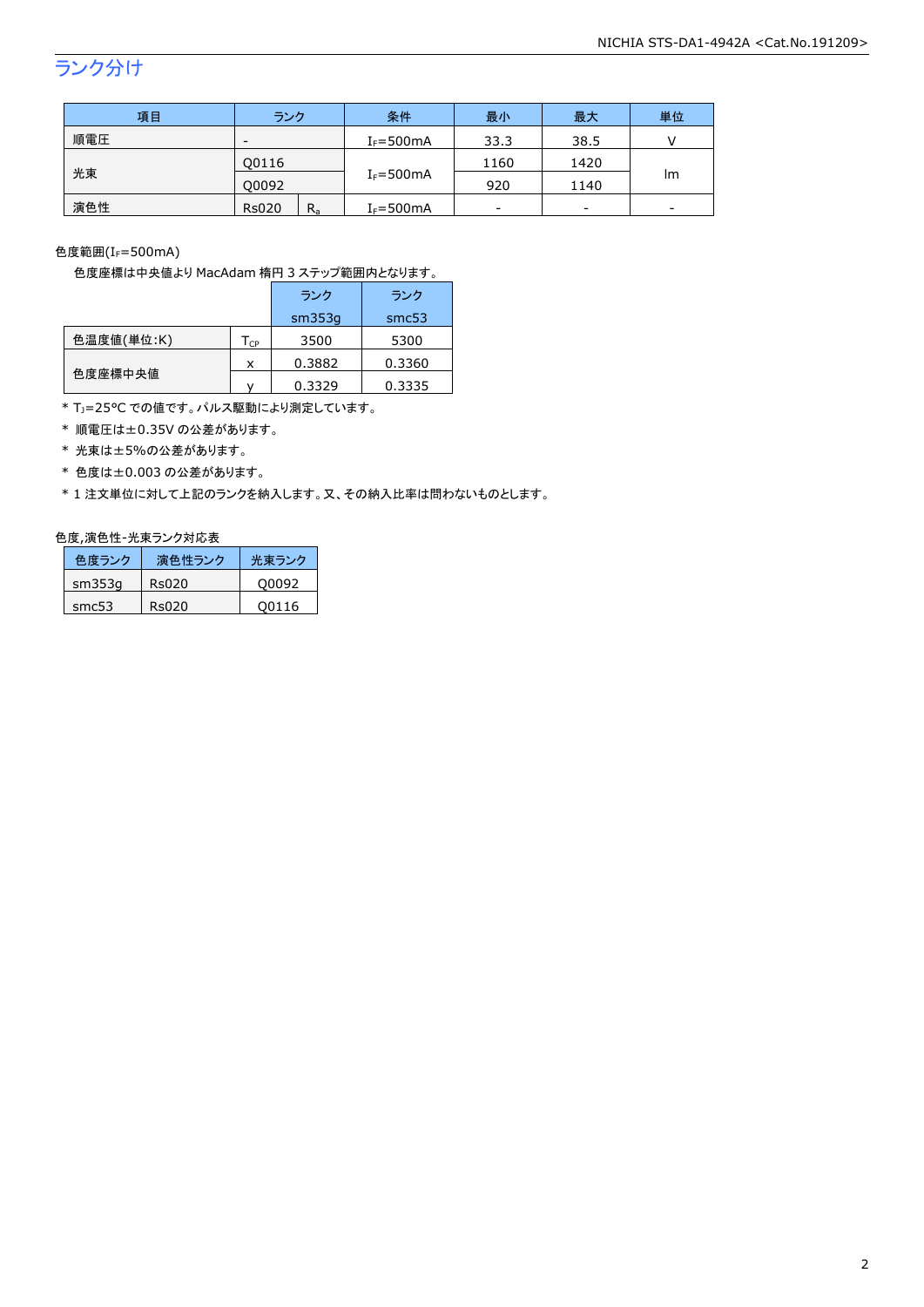## ランク分け

| 項目 | ランク | | 条件 | 最小 | 最大 | 単位 |
|---|---|---|---|---|---|---|
| 順電圧 | - | | $I_F$=500mA | 33.3 | 38.5 | V |
| 光束 | Q0116 | | $I_F$=500mA | 1160 | 1420 | lm |
| | Q0092 | | | 920 | 1140 | |
| 演色性 | Rs020 | $R_a$ | $I_F$=500mA | - | - | - |

色度範囲($I_F$=500mA)

色度座標は中央値より MacAdam 楕円 3 ステップ範囲内となります。

| | | ランク sm353g | ランク smc53 |
|---|---|---|---|
| 色温度値(単位:K) | $T_{CP}$ | 3500 | 5300 |
| 色度座標中央値 | x | 0.3882 | 0.3360 |
| | y | 0.3329 | 0.3335 |

* $T_J$=25°C での値です。パルス駆動により測定しています。
* 順電圧は±0.35V の公差があります。
* 光束は±5%の公差があります。
* 色度は±0.003 の公差があります。
* 1 注文単位に対して上記のランクを納入します。又、その納入比率は問わないものとします。

色度,演色性-光束ランク対応表

| 色度ランク | 演色性ランク | 光束ランク |
|---|---|---|
| sm353g | Rs020 | Q0092 |
| smc53 | Rs020 | Q0116 |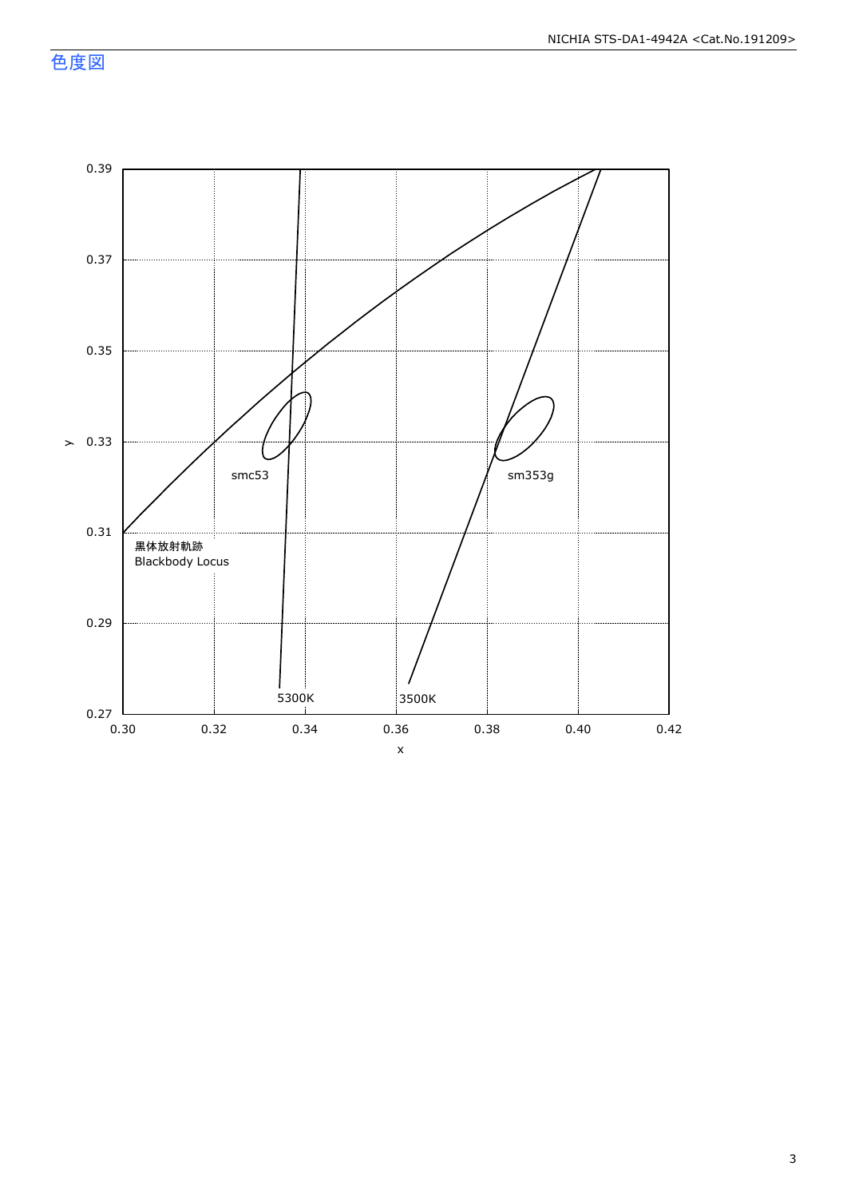# 色度図

y

0.39
0.37
0.35
0.33
0.31
0.29
0.27

x

0.30 0.32 0.34 0.36 0.38 0.40 0.42

smc53

sm353g

黒体放射軌跡
Blackbody Locus

5300K

3500K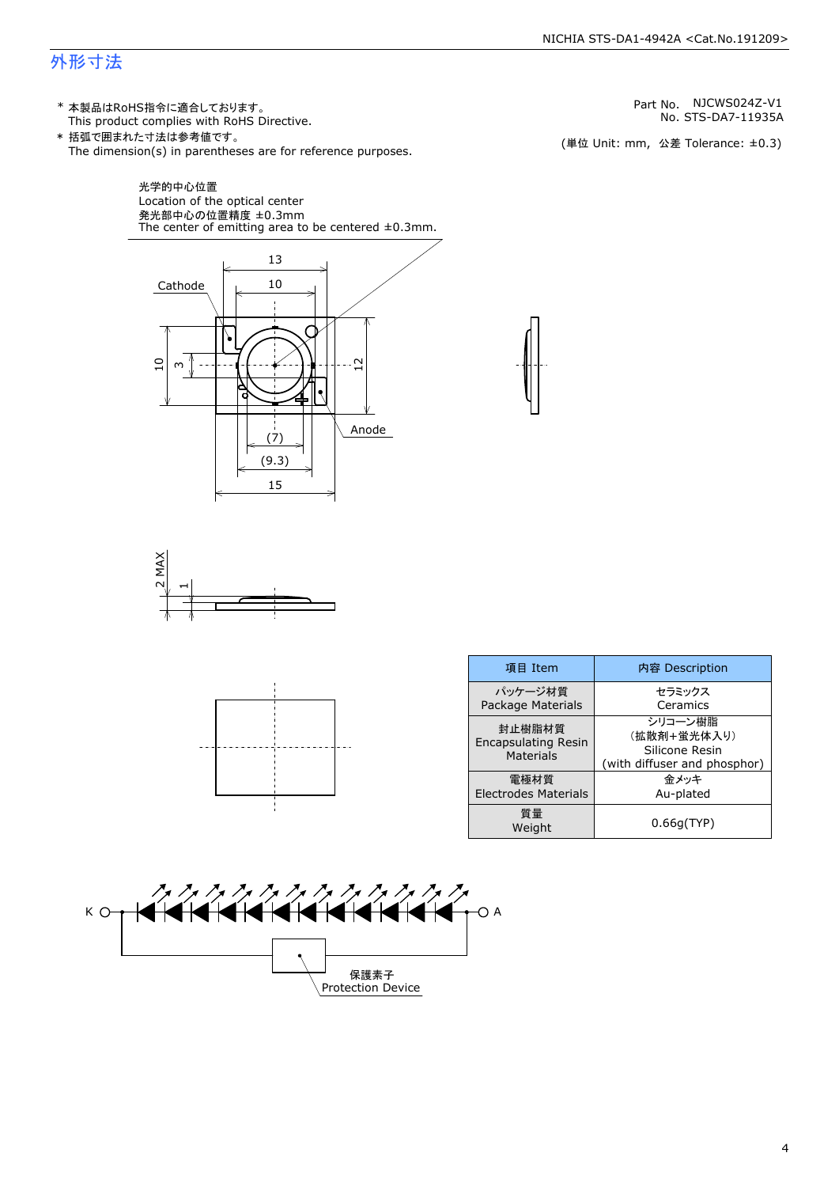# 外形寸法

\* 本製品はRoHS指令に適合しております。
This product complies with RoHS Directive.

\* 括弧で囲まれた寸法は参考値です。
The dimension(s) in parentheses are for reference purposes.

Part No. NJCWS024Z-V1
No. STS-DA7-11935A

(単位 Unit: mm, 公差 Tolerance: ±0.3)

光学的中心位置
Location of the optical center
発光部中心の位置精度 ±0.3mm
The center of emitting area to be centered ±0.3mm.

Cathode

Anode

13, 10, 10, 3, 12, (7), (9.3), 15

2 MAX, 1

| 項目 Item | 内容 Description |
|---|---|
| パッケージ材質<br>Package Materials | セラミックス<br>Ceramics |
| 封止樹脂材質<br>Encapsulating Resin Materials | シリコーン樹脂<br>(拡散剤+蛍光体入り)<br>Silicone Resin<br>(with diffuser and phosphor) |
| 電極材質<br>Electrodes Materials | 金メッキ<br>Au-plated |
| 質量<br>Weight | 0.66g(TYP) |

K A

保護素子
Protection Device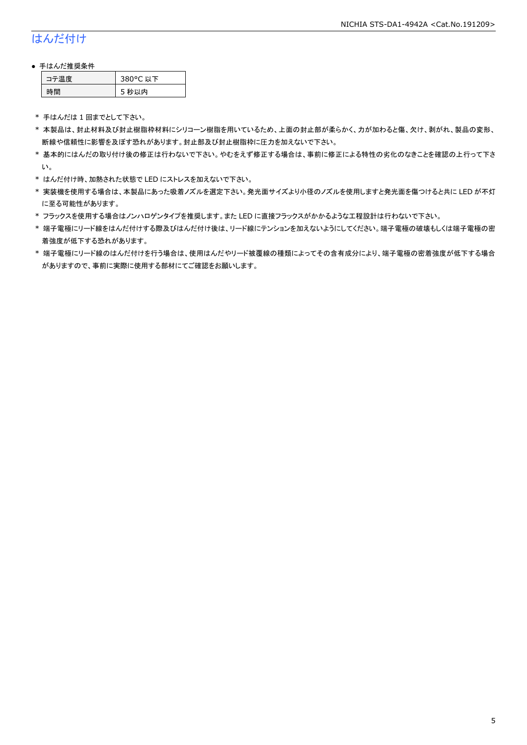## はんだ付け

- 手はんだ推奨条件

| コテ温度 | 380°C 以下 |
|---|---|
| 時間 | 5 秒以内 |

* 手はんだは 1 回までとして下さい。
* 本製品は、封止材料及び封止樹脂枠材料にシリコーン樹脂を用いているため、上面の封止部が柔らかく、力が加わると傷、欠け、剥がれ、製品の変形、断線や信頼性に影響を及ぼす恐れがあります。封止部及び封止樹脂枠に圧力を加えないで下さい。
* 基本的にはんだの取り付け後の修正は行わないで下さい。やむをえず修正する場合は、事前に修正による特性の劣化のなきことを確認の上行って下さい。
* はんだ付け時、加熱された状態で LED にストレスを加えないで下さい。
* 実装機を使用する場合は、本製品にあった吸着ノズルを選定下さい。発光面サイズより小径のノズルを使用しますと発光面を傷つけると共に LED が不灯に至る可能性があります。
* フラックスを使用する場合はノンハロゲンタイプを推奨します。また LED に直接フラックスがかかるような工程設計は行わないで下さい。
* 端子電極にリード線をはんだ付けする際及びはんだ付け後は、リード線にテンションを加えないようにしてください。端子電極の破壊もしくは端子電極の密着強度が低下する恐れがあります。
* 端子電極にリード線のはんだ付けを行う場合は、使用はんだやリード被覆線の種類によってその含有成分により、端子電極の密着強度が低下する場合がありますので、事前に実際に使用する部材にてご確認をお願いします。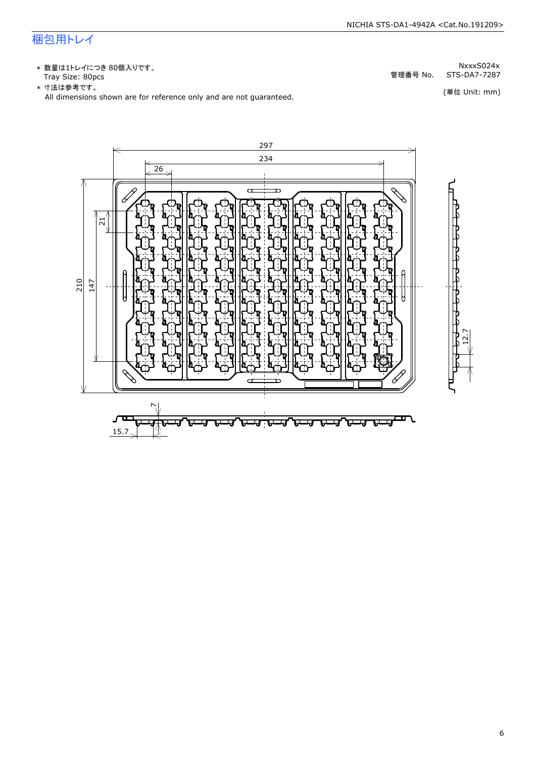# 梱包用トレイ

- \* 数量は1トレイにつき 80個入りです。
  Tray Size: 80pcs
- \* 寸法は参考です。
  All dimensions shown are for reference only and are not guaranteed.

管理番号 No. NxxxS024x
STS-DA7-7287

(単位 Unit: mm)

297
234
26
21
210
147
12.7
7
15.7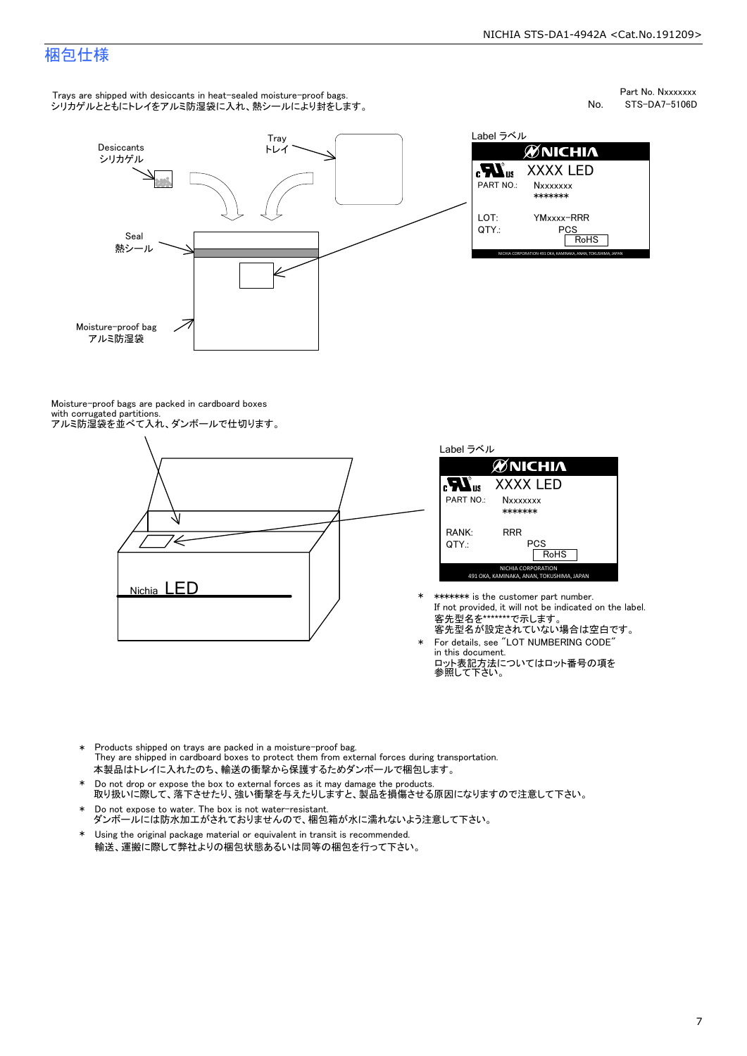# 梱包仕様

Part No. Nxxxxxxx
No. STS-DA7-5106D

Trays are shipped with desiccants in heat-sealed moisture-proof bags.
シリカゲルとともにトレイをアルミ防湿袋に入れ、熱シールにより封をします。

Desiccants
シリカゲル

Tray
トレイ

Seal
熱シール

Moisture-proof bag
アルミ防湿袋

Label ラベル

NICHIA
XXXX LED
PART NO.: Nxxxxxxx
*******
LOT: YMxxxx-RRR
QTY.: PCS
RoHS
NICHIA CORPORATION 491 OKA, KAMINAKA, ANAN, TOKUSHIMA, JAPAN

Moisture-proof bags are packed in cardboard boxes with corrugated partitions.
アルミ防湿袋を並べて入れ、ダンボールで仕切ります。

Nichia LED

Label ラベル

NICHIA
XXXX LED
PART NO.: Nxxxxxxx
*******
RANK: RRR
QTY.: PCS
RoHS
NICHIA CORPORATION
491 OKA, KAMINAKA, ANAN, TOKUSHIMA, JAPAN

- ******* is the customer part number.
  If not provided, it will not be indicated on the label.
  客先型名を*******で示します。
  客先型名が設定されていない場合は空白です。
- For details, see "LOT NUMBERING CODE" in this document.
  ロット表記方法についてはロット番号の項を参照して下さい。

- Products shipped on trays are packed in a moisture-proof bag.
  They are shipped in cardboard boxes to protect them from external forces during transportation.
  本製品はトレイに入れたのち、輸送の衝撃から保護するためダンボールで梱包します。
- Do not drop or expose the box to external forces as it may damage the products.
  取り扱いに際して、落下させたり、強い衝撃を与えたりしますと、製品を損傷させる原因になりますので注意して下さい。
- Do not expose to water. The box is not water-resistant.
  ダンボールには防水加工がされておりませんので、梱包箱が水に濡れないよう注意して下さい。
- Using the original package material or equivalent in transit is recommended.
  輸送、運搬に際して弊社よりの梱包状態あるいは同等の梱包を行って下さい。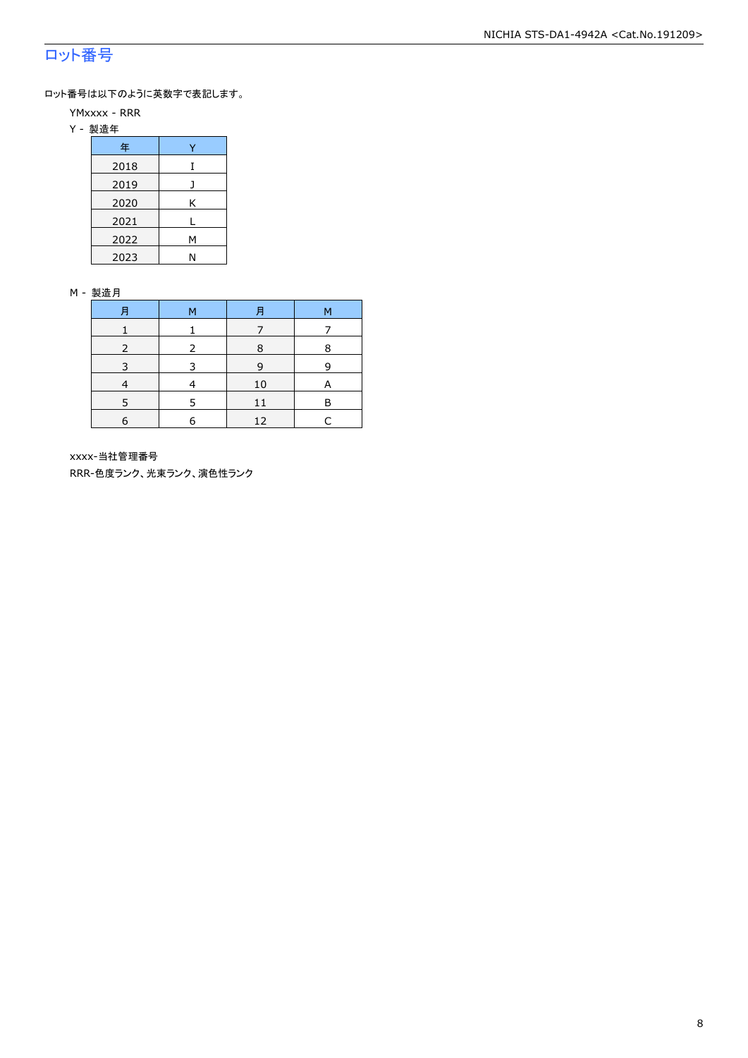# ロット番号

ロット番号は以下のように英数字で表記します。

YMxxxx - RRR

Y - 製造年

| 年 | Y |
|---|---|
| 2018 | I |
| 2019 | J |
| 2020 | K |
| 2021 | L |
| 2022 | M |
| 2023 | N |

M - 製造月

| 月 | M | 月 | M |
|---|---|---|---|
| 1 | 1 | 7 | 7 |
| 2 | 2 | 8 | 8 |
| 3 | 3 | 9 | 9 |
| 4 | 4 | 10 | A |
| 5 | 5 | 11 | B |
| 6 | 6 | 12 | C |

xxxx-当社管理番号

RRR-色度ランク、光束ランク、演色性ランク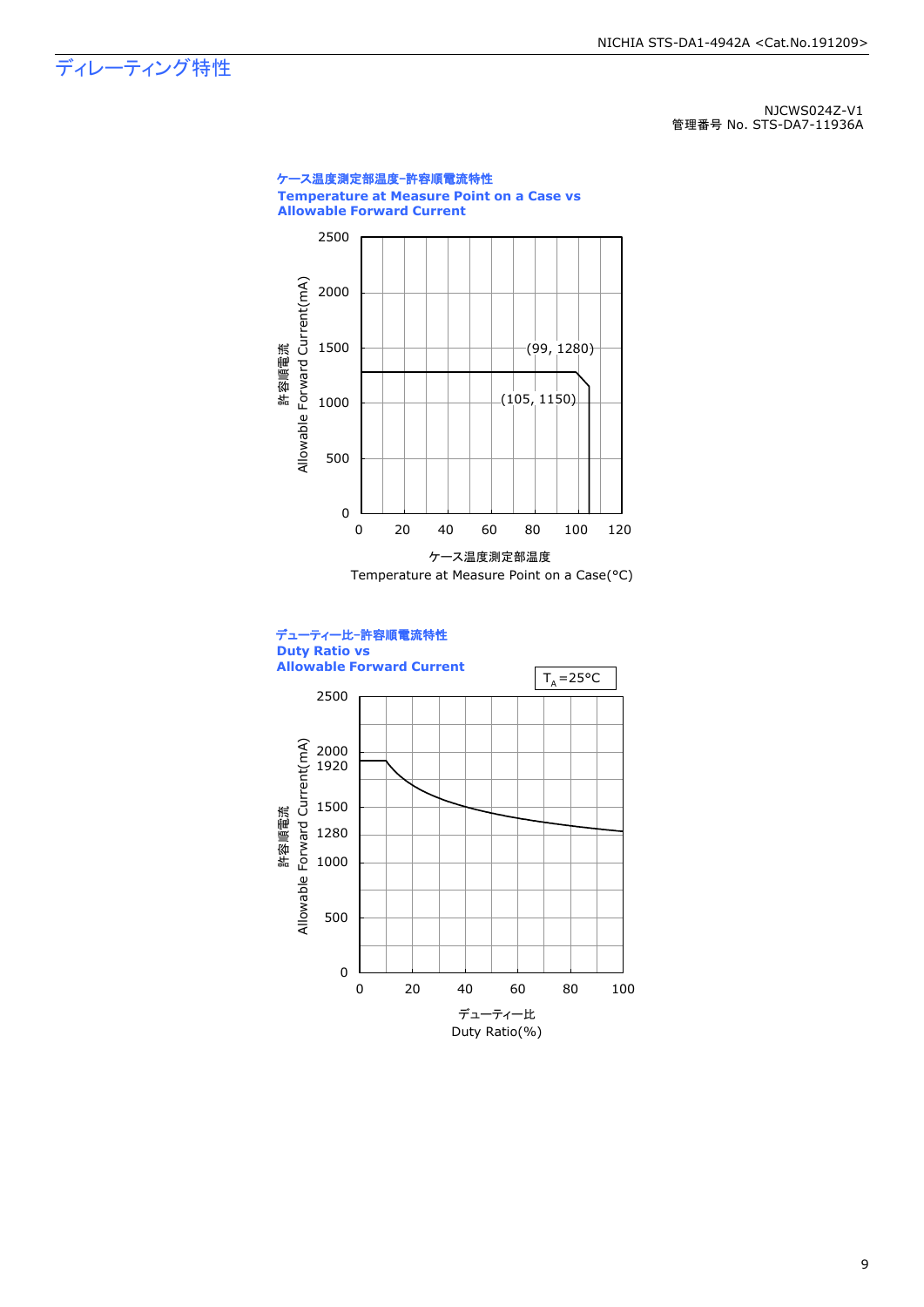# ディレーティング特性

NJCWS024Z-V1
管理番号 No. STS-DA7-11936A

**ケース温度測定部温度-許容順電流特性**
**Temperature at Measure Point on a Case vs**
**Allowable Forward Current**

許容順電流
Allowable Forward Current(mA)

2500
2000
1500
1000
500
0

(99, 1280)
(105, 1150)

0 20 40 60 80 100 120

ケース温度測定部温度
Temperature at Measure Point on a Case(°C)

**デューティー比-許容順電流特性**
**Duty Ratio vs**
**Allowable Forward Current**

$T_A$=25°C

許容順電流
Allowable Forward Current(mA)

2500
2000
1920
1500
1280
1000
500
0

0 20 40 60 80 100

デューティー比
Duty Ratio(%)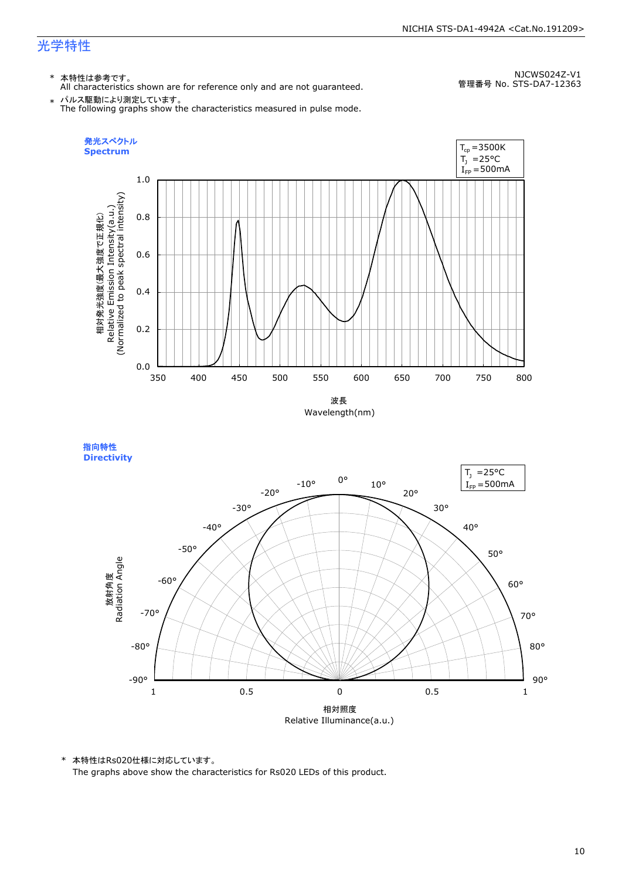## 光学特性

\* 本特性は参考です。
All characteristics shown are for reference only and are not guaranteed.

\* パルス駆動により測定しています。
The following graphs show the characteristics measured in pulse mode.

NJCWS024Z-V1
管理番号 No. STS-DA7-12363

### 発光スペクトル
### Spectrum

$T_{cp}$ =3500K
$T_J$ =25°C
$I_{FP}$ =500mA

相対発光強度(最大強度で正規化)
Relative Emission Intensity(a.u.)
(Normalized to peak spectral intensity)

波長
Wavelength(nm)

### 指向特性
### Directivity

$T_J$ =25°C
$I_{FP}$ =500mA

放射角度
Radiation Angle

相対照度
Relative Illuminance(a.u.)

\* 本特性はRs020仕様に対応しています。
The graphs above show the characteristics for Rs020 LEDs of this product.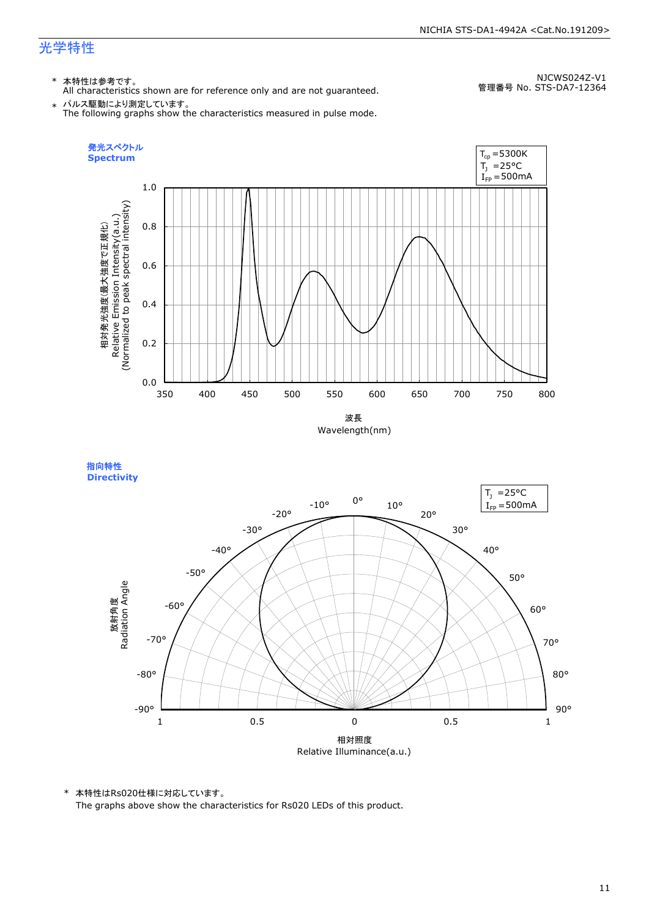# 光学特性

NJCWS024Z-V1
管理番号 No. STS-DA7-12364

\* 本特性は参考です。
All characteristics shown are for reference only and are not guaranteed.

\* パルス駆動により測定しています。
The following graphs show the characteristics measured in pulse mode.

**発光スペクトル**
**Spectrum**

$T_{cp}$ =5300K
$T_J$ =25°C
$I_{FP}$ =500mA

相対発光強度(最大強度で正規化)
Relative Emission Intensity(a.u.)
(Normalized to peak spectral intensity)

波長
Wavelength(nm)

**指向特性**
**Directivity**

$T_J$ =25°C
$I_{FP}$ =500mA

放射角度
Radiation Angle

相対照度
Relative Illuminance(a.u.)

\* 本特性はRs020仕様に対応しています。
The graphs above show the characteristics for Rs020 LEDs of this product.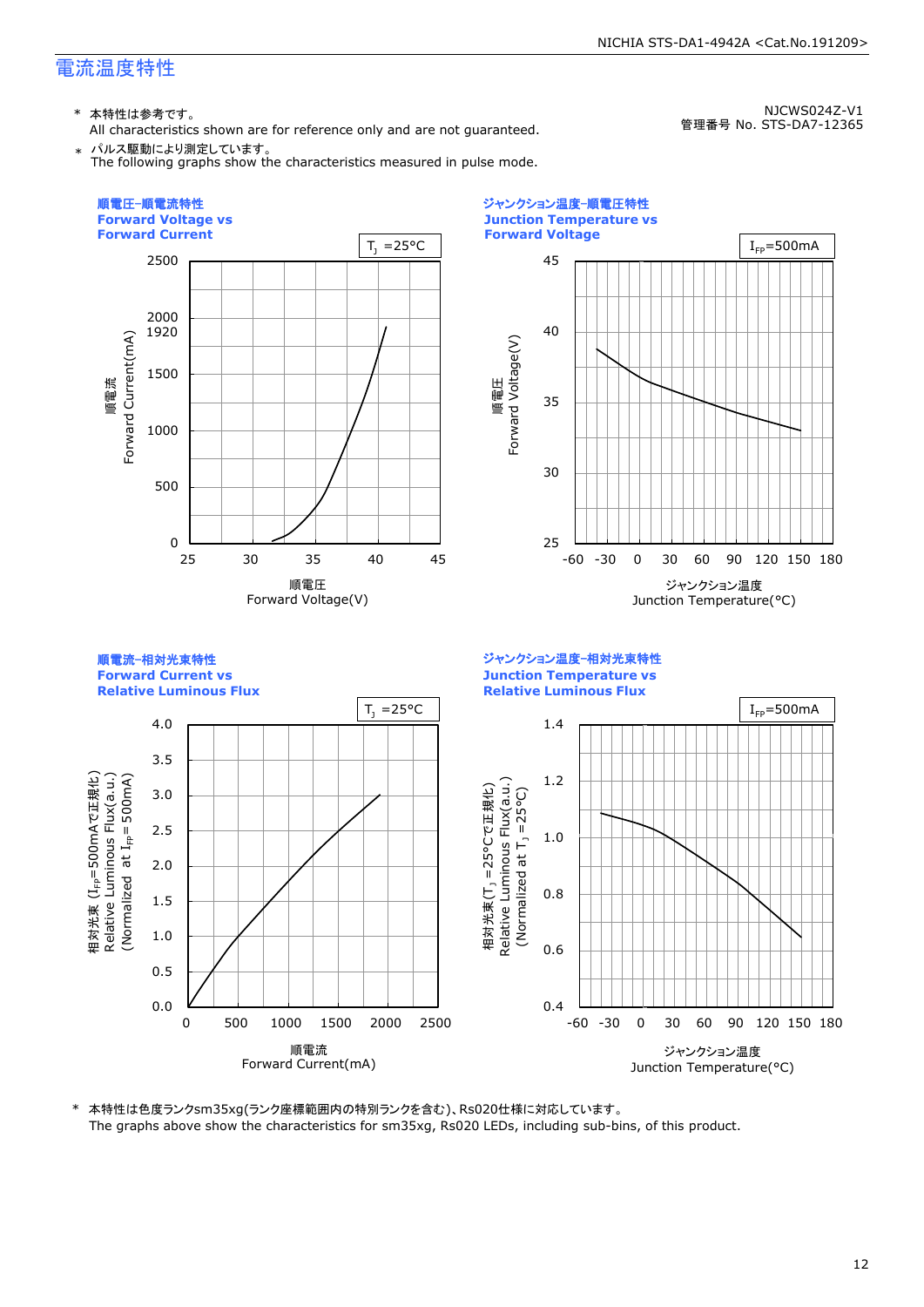## 電流温度特性

NJCWS024Z-V1
管理番号 No. STS-DA7-12365

\* 本特性は参考です。
All characteristics shown are for reference only and are not guaranteed.

\* パルス駆動により測定しています。
The following graphs show the characteristics measured in pulse mode.

**順電圧-順電流特性**
**Forward Voltage vs Forward Current**

$T_J$ =25°C

順電流 Forward Current(mA): 0, 500, 1000, 1500, 1920, 2000, 2500

順電圧 Forward Voltage(V): 25, 30, 35, 40, 45

**ジャンクション温度-順電圧特性**
**Junction Temperature vs Forward Voltage**

$I_{FP}$=500mA

順電圧 Forward Voltage(V): 25, 30, 35, 40, 45

ジャンクション温度 Junction Temperature(°C): -60, -30, 0, 30, 60, 90, 120, 150, 180

**順電流-相対光束特性**
**Forward Current vs Relative Luminous Flux**

$T_J$ =25°C

相対光束 ($I_{FP}$=500mAで正規化) Relative Luminous Flux(a.u.) (Normalized at $I_{FP}$= 500mA): 0.0, 0.5, 1.0, 1.5, 2.0, 2.5, 3.0, 3.5, 4.0

順電流 Forward Current(mA): 0, 500, 1000, 1500, 2000, 2500

**ジャンクション温度-相対光束特性**
**Junction Temperature vs Relative Luminous Flux**

$I_{FP}$=500mA

相対光束 ($T_J$ =25°Cで正規化) Relative Luminous Flux(a.u.) (Normalized at $T_J$ =25°C): 0.4, 0.6, 0.8, 1.0, 1.2, 1.4

ジャンクション温度 Junction Temperature(°C): -60, -30, 0, 30, 60, 90, 120, 150, 180

\* 本特性は色度ランクsm35xg(ランク座標範囲内の特別ランクを含む)、Rs020仕様に対応しています。
The graphs above show the characteristics for sm35xg, Rs020 LEDs, including sub-bins, of this product.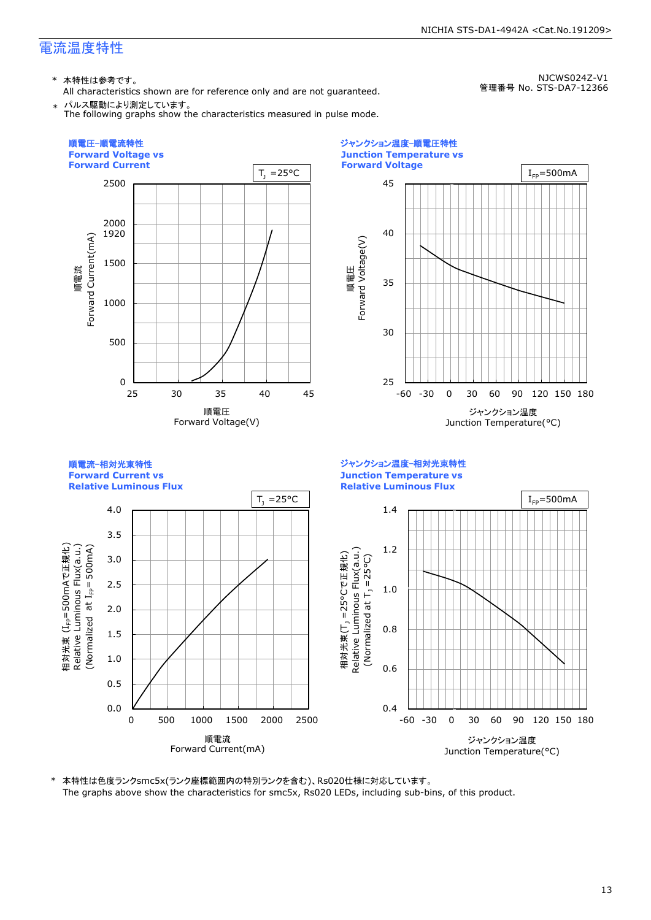## 電流温度特性

NJCWS024Z-V1
管理番号 No. STS-DA7-12366

\* 本特性は参考です。
All characteristics shown are for reference only and are not guaranteed.

\* パルス駆動により測定しています。
The following graphs show the characteristics measured in pulse mode.

### 順電圧-順電流特性 Forward Voltage vs Forward Current

$T_J$ =25°C

順電流 Forward Current(mA): 0, 500, 1000, 1500, 1920, 2000, 2500

順電圧 Forward Voltage(V): 25, 30, 35, 40, 45

### ジャンクション温度-順電圧特性 Junction Temperature vs Forward Voltage

$I_{FP}$=500mA

順電圧 Forward Voltage(V): 25, 30, 35, 40, 45

ジャンクション温度 Junction Temperature(°C): -60, -30, 0, 30, 60, 90, 120, 150, 180

### 順電流-相対光束特性 Forward Current vs Relative Luminous Flux

$T_J$ =25°C

相対光束 ($I_{FP}$=500mAで正規化) Relative Luminous Flux(a.u.) (Normalized at $I_{FP}$= 500mA): 0.0, 0.5, 1.0, 1.5, 2.0, 2.5, 3.0, 3.5, 4.0

順電流 Forward Current(mA): 0, 500, 1000, 1500, 2000, 2500

### ジャンクション温度-相対光束特性 Junction Temperature vs Relative Luminous Flux

$I_{FP}$=500mA

相対光束 ($T_J$ =25°Cで正規化) Relative Luminous Flux(a.u.) (Normalized at $T_J$ =25°C): 0.4, 0.6, 0.8, 1.0, 1.2, 1.4

ジャンクション温度 Junction Temperature(°C): -60, -30, 0, 30, 60, 90, 120, 150, 180

\* 本特性は色度ランクsmc5x(ランク座標範囲内の特別ランクを含む)、Rs020仕様に対応しています。
The graphs above show the characteristics for smc5x, Rs020 LEDs, including sub-bins, of this product.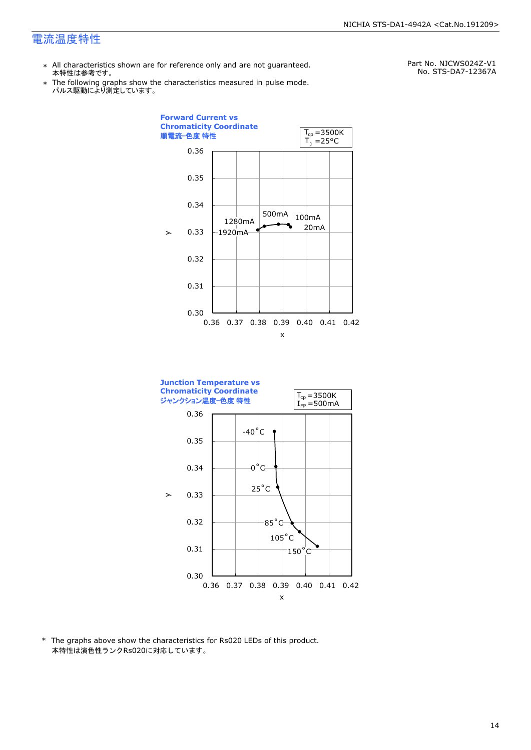# 電流温度特性

Part No. NJCWS024Z-V1
No. STS-DA7-12367A

- * All characteristics shown are for reference only and are not guaranteed.
  本特性は参考です。
- * The following graphs show the characteristics measured in pulse mode.
  パルス駆動により測定しています。

**Forward Current vs Chromaticity Coordinate**
**順電流-色度 特性**

$T_{cp}$ =3500K
$T_J$ =25°C

y: 0.30 – 0.36; x: 0.36 – 0.42

Labels: 1920mA, 1280mA, 500mA, 100mA, 20mA

**Junction Temperature vs Chromaticity Coordinate**
**ジャンクション温度-色度 特性**

$T_{cp}$ =3500K
$I_{FP}$ =500mA

y: 0.30 – 0.36; x: 0.36 – 0.42

Labels: -40°C, 0°C, 25°C, 85°C, 105°C, 150°C

\* The graphs above show the characteristics for Rs020 LEDs of this product.
本特性は演色性ランクRs020に対応しています。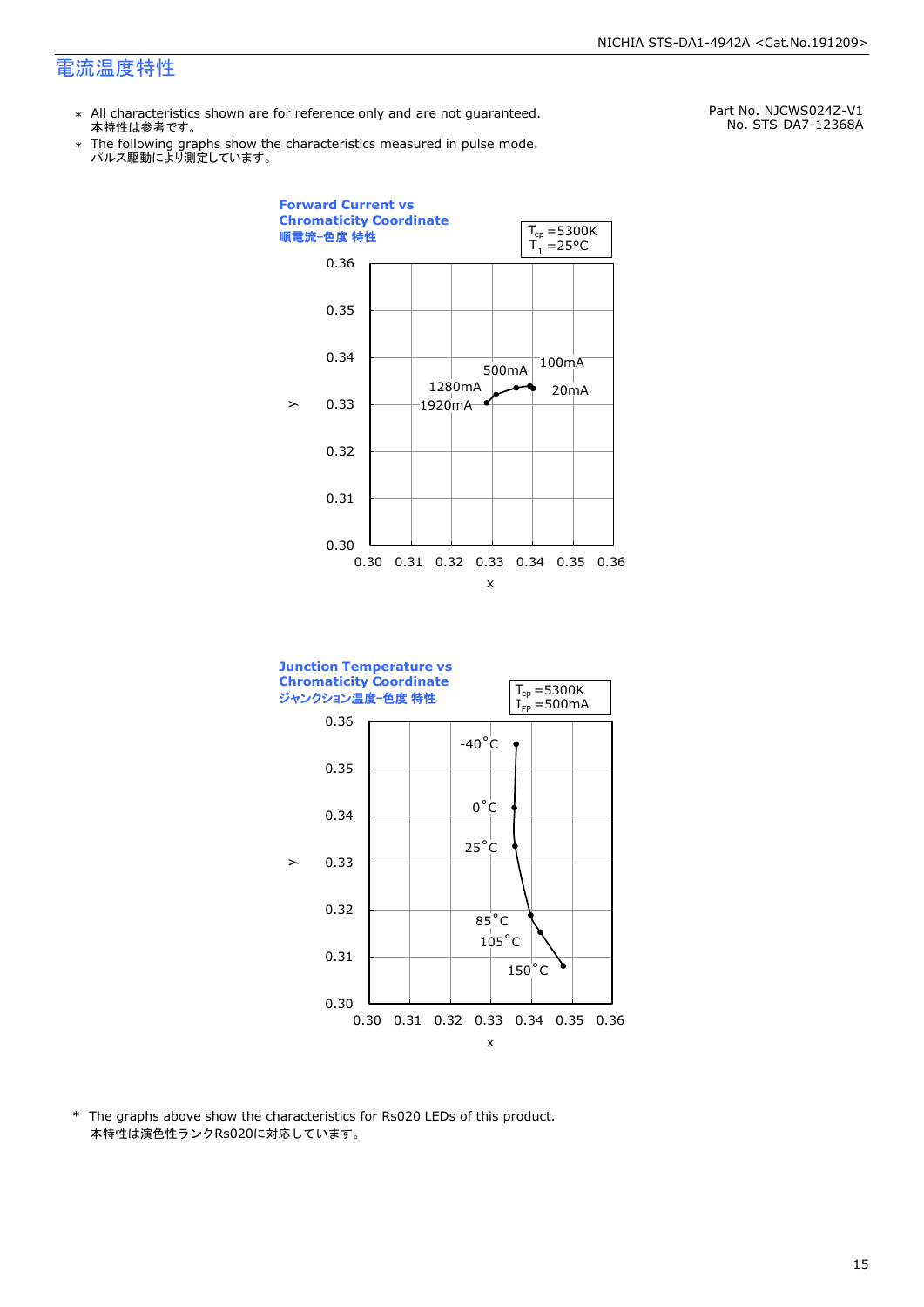## 電流温度特性

Part No. NJCWS024Z-V1
No. STS-DA7-12368A

- ＊ All characteristics shown are for reference only and are not guaranteed.
  本特性は参考です。
- ＊ The following graphs show the characteristics measured in pulse mode.
  パルス駆動により測定しています。

**Forward Current vs Chromaticity Coordinate**
**順電流-色度 特性**

$T_{cp}$ =5300K
$T_J$ =25°C

y: 0.30 – 0.36; x: 0.30 – 0.36

Labels: 20mA, 100mA, 500mA, 1280mA, 1920mA

**Junction Temperature vs Chromaticity Coordinate**
**ジャンクション温度-色度 特性**

$T_{cp}$ =5300K
$I_{FP}$ =500mA

y: 0.30 – 0.36; x: 0.30 – 0.36

Labels: -40°C, 0°C, 25°C, 85°C, 105°C, 150°C

\* The graphs above show the characteristics for Rs020 LEDs of this product.
本特性は演色性ランクRs020に対応しています。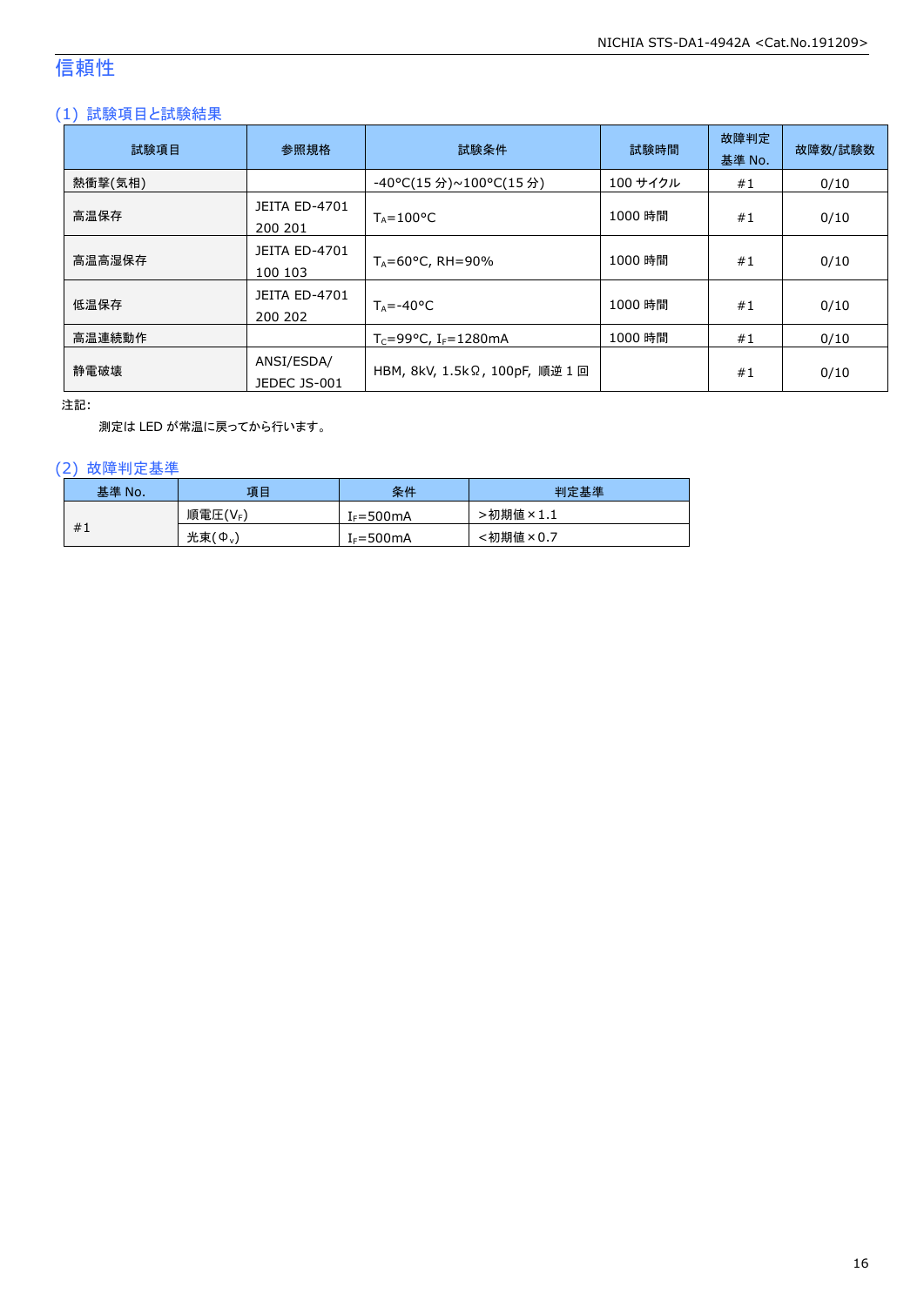# 信頼性

## (1) 試験項目と試験結果

| 試験項目 | 参照規格 | 試験条件 | 試験時間 | 故障判定基準 No. | 故障数/試験数 |
|---|---|---|---|---|---|
| 熱衝撃(気相) | | -40°C(15 分)~100°C(15 分) | 100 サイクル | #1 | 0/10 |
| 高温保存 | JEITA ED-4701 200 201 | $T_A$=100°C | 1000 時間 | #1 | 0/10 |
| 高温高湿保存 | JEITA ED-4701 100 103 | $T_A$=60°C, RH=90% | 1000 時間 | #1 | 0/10 |
| 低温保存 | JEITA ED-4701 200 202 | $T_A$=-40°C | 1000 時間 | #1 | 0/10 |
| 高温連続動作 | | $T_C$=99°C, $I_F$=1280mA | 1000 時間 | #1 | 0/10 |
| 静電破壊 | ANSI/ESDA/ JEDEC JS-001 | HBM, 8kV, 1.5kΩ, 100pF, 順逆 1 回 | | #1 | 0/10 |

注記:

測定は LED が常温に戻ってから行います。

## (2) 故障判定基準

| 基準 No. | 項目 | 条件 | 判定基準 |
|---|---|---|---|
| #1 | 順電圧($V_F$) | $I_F$=500mA | >初期値×1.1 |
| | 光束($\Phi_V$) | $I_F$=500mA | <初期値×0.7 |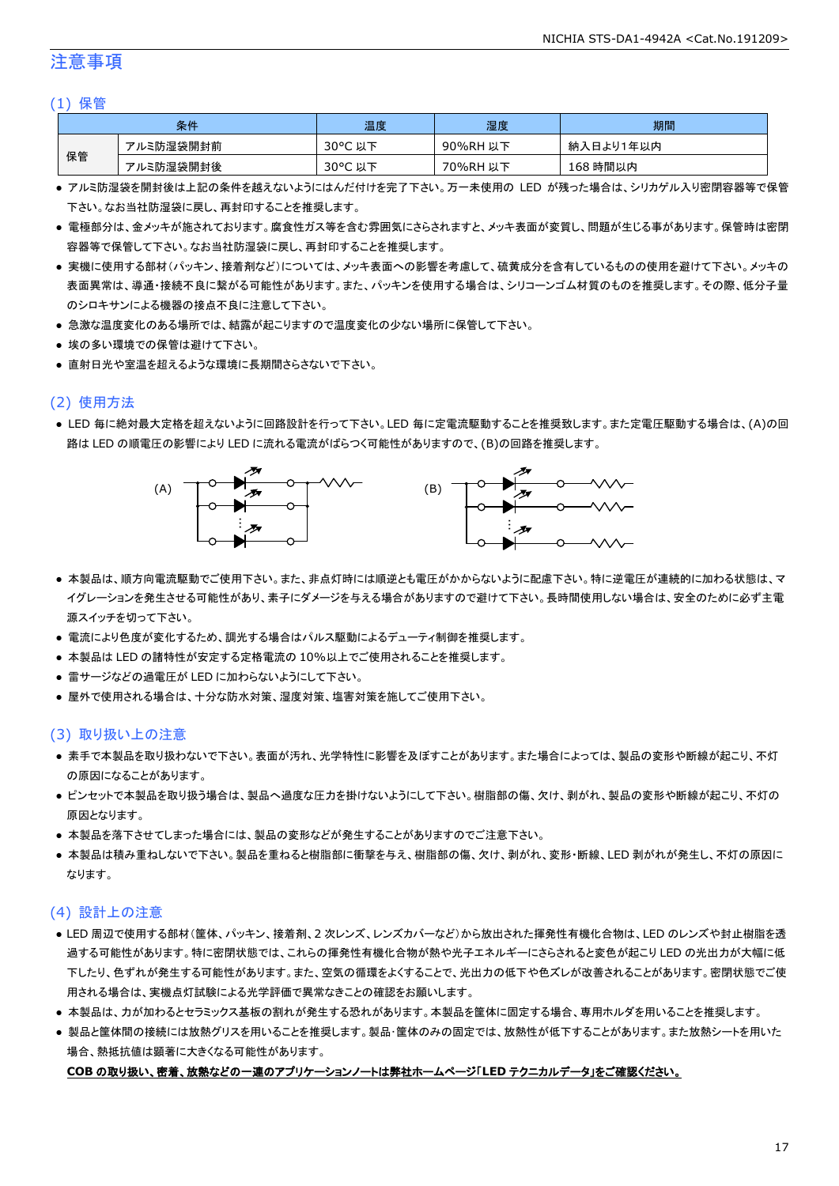# 注意事項

## (1) 保管

| 条件 | | 温度 | 湿度 | 期間 |
|---|---|---|---|---|
| 保管 | アルミ防湿袋開封前 | 30°C 以下 | 90%RH 以下 | 納入日より1年以内 |
| | アルミ防湿袋開封後 | 30°C 以下 | 70%RH 以下 | 168 時間以内 |

- アルミ防湿袋を開封後は上記の条件を越えないようにはんだ付けを完了下さい。万一未使用の LED が残った場合は、シリカゲル入り密閉容器等で保管下さい。なお当社防湿袋に戻し、再封印することを推奨します。
- 電極部分は、金メッキが施されております。腐食性ガス等を含む雰囲気にさらされますと、メッキ表面が変質し、問題が生じる事があります。保管時は密閉容器等で保管して下さい。なお当社防湿袋に戻し、再封印することを推奨します。
- 実機に使用する部材(パッキン、接着剤など)については、メッキ表面への影響を考慮して、硫黄成分を含有しているものの使用を避けて下さい。メッキの表面異常は、導通・接続不良に繋がる可能性があります。また、パッキンを使用する場合は、シリコーンゴム材質のものを推奨します。その際、低分子量のシロキサンによる機器の接点不良に注意して下さい。
- 急激な温度変化のある場所では、結露が起こりますので温度変化の少ない場所に保管して下さい。
- 埃の多い環境での保管は避けて下さい。
- 直射日光や室温を超えるような環境に長期間さらさないで下さい。

## (2) 使用方法

- LED 毎に絶対最大定格を超えないように回路設計を行って下さい。LED 毎に定電流駆動することを推奨致します。また定電圧駆動する場合は、(A)の回路は LED の順電圧の影響により LED に流れる電流がばらつく可能性がありますので、(B)の回路を推奨します。

(A) (B)

- 本製品は、順方向電流駆動でご使用下さい。また、非点灯時には順逆とも電圧がかからないように配慮下さい。特に逆電圧が連続的に加わる状態は、マイグレーションを発生させる可能性があり、素子にダメージを与える場合がありますので避けて下さい。長時間使用しない場合は、安全のために必ず主電源スイッチを切って下さい。
- 電流により色度が変化するため、調光する場合はパルス駆動によるデューティ制御を推奨します。
- 本製品は LED の諸特性が安定する定格電流の 10%以上でご使用されることを推奨します。
- 雷サージなどの過電圧が LED に加わらないようにして下さい。
- 屋外で使用される場合は、十分な防水対策、湿度対策、塩害対策を施してご使用下さい。

## (3) 取り扱い上の注意

- 素手で本製品を取り扱わないで下さい。表面が汚れ、光学特性に影響を及ぼすことがあります。また場合によっては、製品の変形や断線が起こり、不灯の原因になることがあります。
- ピンセットで本製品を取り扱う場合は、製品へ過度な圧力を掛けないようにして下さい。樹脂部の傷、欠け、剥がれ、製品の変形や断線が起こり、不灯の原因となります。
- 本製品を落下させてしまった場合には、製品の変形などが発生することがありますのでご注意下さい。
- 本製品は積み重ねしないで下さい。製品を重ねると樹脂部に衝撃を与え、樹脂部の傷、欠け、剥がれ、変形・断線、LED 剥がれが発生し、不灯の原因になります。

## (4) 設計上の注意

- LED 周辺で使用する部材(筐体、パッキン、接着剤、2 次レンズ、レンズカバーなど)から放出された揮発性有機化合物は、LED のレンズや封止樹脂を透過する可能性があります。特に密閉状態では、これらの揮発性有機化合物が熱や光子エネルギーにさらされると変色が起こり LED の光出力が大幅に低下したり、色ずれが発生する可能性があります。また、空気の循環をよくすることで、光出力の低下や色ズレが改善されることがあります。密閉状態でご使用される場合は、実機点灯試験による光学評価で異常なきことの確認をお願いします。
- 本製品は、力が加わるとセラミックス基板の割れが発生する恐れがあります。本製品を筐体に固定する場合、専用ホルダを用いることを推奨します。
- 製品と筐体間の接続には放熱グリスを用いることを推奨します。製品・筐体のみの固定では、放熱性が低下することがあります。また放熱シートを用いた場合、熱抵抗値は顕著に大きくなる可能性があります。

**COB の取り扱い、密着、放熱などの一連のアプリケーションノートは弊社ホームページ「LED テクニカルデータ」をご確認ください。**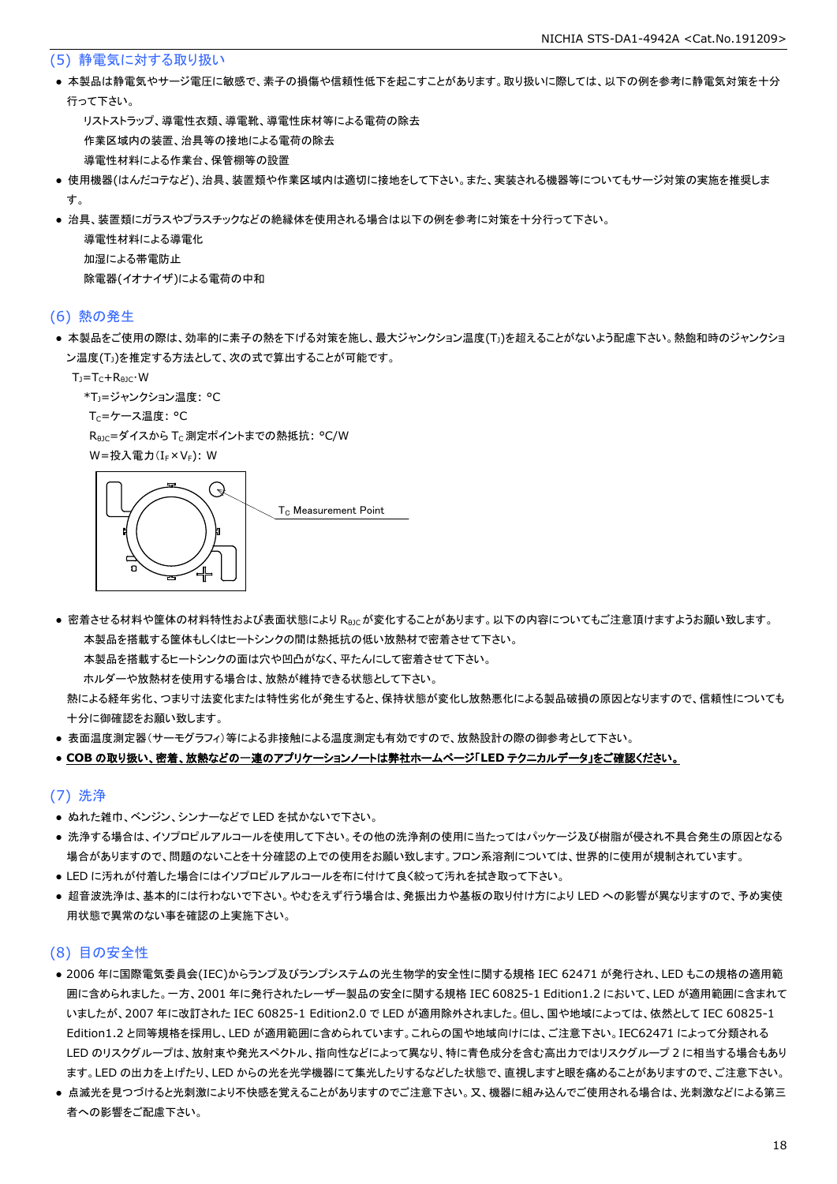## (5) 静電気に対する取り扱い

- 本製品は静電気やサージ電圧に敏感で、素子の損傷や信頼性低下を起こすことがあります。取り扱いに際しては、以下の例を参考に静電気対策を十分行って下さい。
  - リストストラップ、導電性衣類、導電靴、導電性床材等による電荷の除去
  - 作業区域内の装置、治具等の接地による電荷の除去
  - 導電性材料による作業台、保管棚等の設置
- 使用機器(はんだコテなど)、治具、装置類や作業区域内は適切に接地をして下さい。また、実装される機器等についてもサージ対策の実施を推奨します。
- 治具、装置類にガラスやプラスチックなどの絶縁体を使用される場合は以下の例を参考に対策を十分行って下さい。
  - 導電性材料による導電化
  - 加湿による帯電防止
  - 除電器(イオナイザ)による電荷の中和

## (6) 熱の発生

- 本製品をご使用の際は、効率的に素子の熱を下げる対策を施し、最大ジャンクション温度($T_J$)を超えることがないよう配慮下さい。熱飽和時のジャンクション温度($T_J$)を推定する方法として、次の式で算出することが可能です。

$T_J = T_C + R_{\theta JC} \cdot W$

\*$T_J$=ジャンクション温度: °C

$T_C$=ケース温度: °C

$R_{\theta JC}$=ダイスから $T_C$ 測定ポイントまでの熱抵抗: °C/W

W=投入電力($I_F \times V_F$): W

$T_C$ Measurement Point

- 密着させる材料や筐体の材料特性および表面状態により $R_{\theta JC}$ が変化することがあります。以下の内容についてもご注意頂けますようお願い致します。
  - 本製品を搭載する筐体もしくはヒートシンクの間は熱抵抗の低い放熱材で密着させて下さい。
  - 本製品を搭載するヒートシンクの面は穴や凹凸がなく、平たんにして密着させて下さい。
  - ホルダーや放熱材を使用する場合は、放熱が維持できる状態として下さい。

  熱による経年劣化、つまり寸法変化または特性劣化が発生すると、保持状態が変化し放熱悪化による製品破損の原因となりますので、信頼性についても十分に御確認をお願い致します。
- 表面温度測定器(サーモグラフィ)等による非接触による温度測定も有効ですので、放熱設計の際の御参考として下さい。
- **COB の取り扱い、密着、放熱などの一連のアプリケーションノートは弊社ホームページ「LED テクニカルデータ」をご確認ください。**

## (7) 洗浄

- ぬれた雑巾、ベンジン、シンナーなどで LED を拭かないで下さい。
- 洗浄する場合は、イソプロピルアルコールを使用して下さい。その他の洗浄剤の使用に当たってはパッケージ及び樹脂が侵され不具合発生の原因となる場合がありますので、問題のないことを十分確認の上での使用をお願い致します。フロン系溶剤については、世界的に使用が規制されています。
- LED に汚れが付着した場合にはイソプロピルアルコールを布に付けて良く絞って汚れを拭き取って下さい。
- 超音波洗浄は、基本的には行わないで下さい。やむをえず行う場合は、発振出力や基板の取り付け方により LED への影響が異なりますので、予め実使用状態で異常のない事を確認の上実施下さい。

## (8) 目の安全性

- 2006 年に国際電気委員会(IEC)からランプ及びランプシステムの光生物学的安全性に関する規格 IEC 62471 が発行され、LED もこの規格の適用範囲に含められました。一方、2001 年に発行されたレーザー製品の安全に関する規格 IEC 60825-1 Edition1.2 において、LED が適用範囲に含まれていましたが、2007 年に改訂された IEC 60825-1 Edition2.0 で LED が適用除外されました。但し、国や地域によっては、依然として IEC 60825-1 Edition1.2 と同等規格を採用し、LED が適用範囲に含められています。これらの国や地域向けには、ご注意下さい。IEC62471 によって分類される LED のリスクグループは、放射束や発光スペクトル、指向性などによって異なり、特に青色成分を含む高出力ではリスクグループ 2 に相当する場合もあります。LED の出力を上げたり、LED からの光を光学機器にて集光したりするなどした状態で、直視しますと眼を痛めることがありますので、ご注意下さい。
- 点滅光を見つづけると光刺激により不快感を覚えることがありますのでご注意下さい。又、機器に組み込んでご使用される場合は、光刺激などによる第三者への影響をご配慮下さい。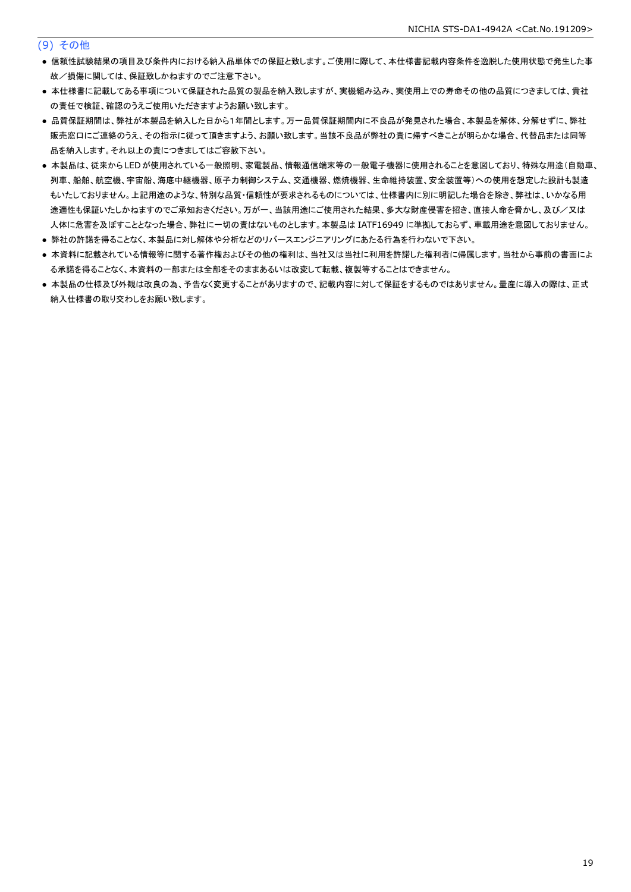## (9) その他

- 信頼性試験結果の項目及び条件内における納入品単体での保証と致します。ご使用に際して、本仕様書記載内容条件を逸脱した使用状態で発生した事故／損傷に関しては、保証致しかねますのでご注意下さい。
- 本仕様書に記載してある事項について保証された品質の製品を納入致しますが、実機組み込み、実使用上での寿命その他の品質につきましては、貴社の責任で検証、確認のうえご使用いただきますようお願い致します。
- 品質保証期間は、弊社が本製品を納入した日から1年間とします。万一品質保証期間内に不良品が発見された場合、本製品を解体、分解せずに、弊社販売窓口にご連絡のうえ、その指示に従って頂きますよう、お願い致します。当該不良品が弊社の責に帰すべきことが明らかな場合、代替品または同等品を納入します。それ以上の責につきましてはご容赦下さい。
- 本製品は、従来からLEDが使用されている一般照明、家電製品、情報通信端末等の一般電子機器に使用されることを意図しており、特殊な用途(自動車、列車、船舶、航空機、宇宙船、海底中継機器、原子力制御システム、交通機器、燃焼機器、生命維持装置、安全装置等)への使用を想定した設計も製造もいたしておりません。上記用途のような、特別な品質・信頼性が要求されるものについては、仕様書内に別に明記した場合を除き、弊社は、いかなる用途適性も保証いたしかねますのでご承知おきください。万が一、当該用途にご使用された結果、多大な財産侵害を招き、直接人命を脅かし、及び／又は人体に危害を及ぼすこととなった場合、弊社に一切の責はないものとします。本製品はIATF16949に準拠しておらず、車載用途を意図しておりません。
- 弊社の許諾を得ることなく、本製品に対し解体や分析などのリバースエンジニアリングにあたる行為を行わないで下さい。
- 本資料に記載されている情報等に関する著作権およびその他の権利は、当社又は当社に利用を許諾した権利者に帰属します。当社から事前の書面による承諾を得ることなく、本資料の一部または全部をそのままあるいは改変して転載、複製等することはできません。
- 本製品の仕様及び外観は改良の為、予告なく変更することがありますので、記載内容に対して保証をするものではありません。量産に導入の際は、正式納入仕様書の取り交わしをお願い致します。